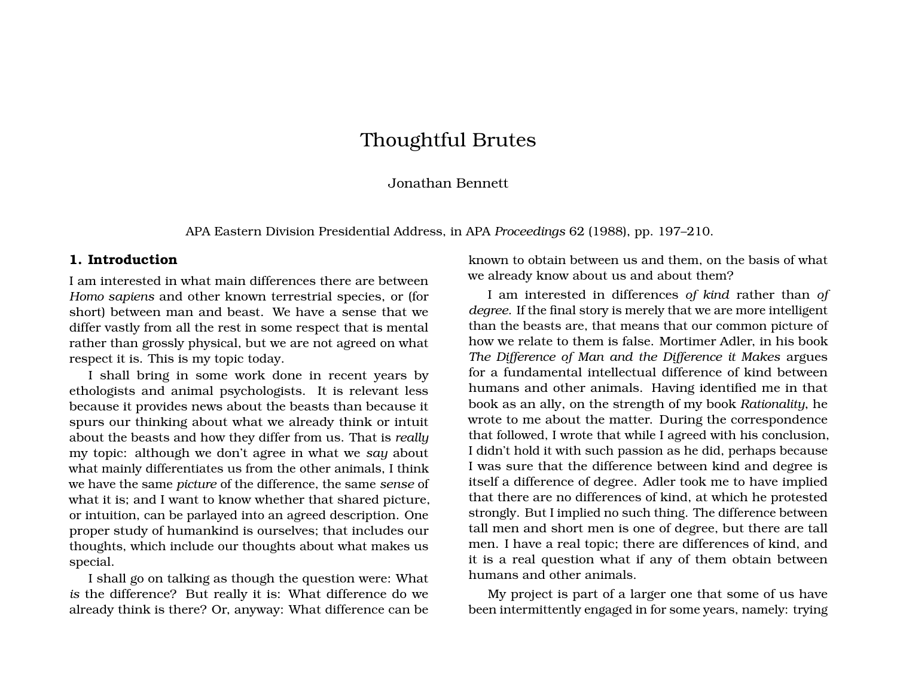# Thoughtful Brutes

Jonathan Bennett

APA Eastern Division Presidential Address, in APA *Proceedings* 62 (1988), pp. 197–210.

## 1. Introduction

I am interested in what main differences there are between *Homo sapiens* and other known terrestrial species, or (for short) between man and beast. We have a sense that we differ vastly from all the rest in some respect that is mental rather than grossly physical, but we are not agreed on what respect it is. This is my topic today.

I shall bring in some work done in recent years by ethologists and animal psychologists. It is relevant less because it provides news about the beasts than because it spurs our thinking about what we already think or intuit about the beasts and how they differ from us. That is *really* my topic: although we don't agree in what we *say* about what mainly differentiates us from the other animals, I think we have the same *picture* of the difference, the same *sense* of what it is; and I want to know whether that shared picture, or intuition, can be parlayed into an agreed description. One proper study of humankind is ourselves; that includes our thoughts, which include our thoughts about what makes us special.

I shall go on talking as though the question were: What *is* the difference? But really it is: What difference do we already think is there? Or, anyway: What difference can be known to obtain between us and them, on the basis of what we already know about us and about them?

I am interested in differences *of kind* rather than *of degree*. If the final story is merely that we are more intelligent than the beasts are, that means that our common picture of how we relate to them is false. Mortimer Adler, in his book *The Difference of Man and the Difference it Makes* argues for a fundamental intellectual difference of kind between humans and other animals. Having identified me in that book as an ally, on the strength of my book *Rationality*, he wrote to me about the matter. During the correspondence that followed, I wrote that while I agreed with his conclusion, I didn't hold it with such passion as he did, perhaps because I was sure that the difference between kind and degree is itself a difference of degree. Adler took me to have implied that there are no differences of kind, at which he protested strongly. But I implied no such thing. The difference between tall men and short men is one of degree, but there are tall men. I have a real topic; there are differences of kind, and it is a real question what if any of them obtain between humans and other animals.

My project is part of a larger one that some of us have been intermittently engaged in for some years, namely: trying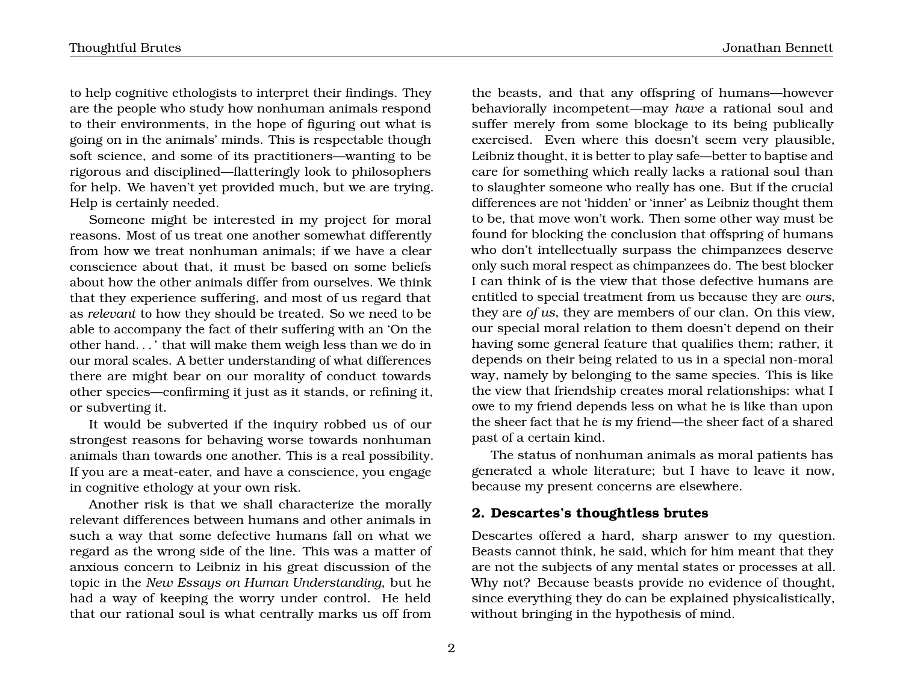to help cognitive ethologists to interpret their findings. They are the people who study how nonhuman animals respond to their environments, in the hope of figuring out what is going on in the animals' minds. This is respectable though soft science, and some of its practitioners—wanting to be rigorous and disciplined—flatteringly look to philosophers for help. We haven't yet provided much, but we are trying. Help is certainly needed.

Someone might be interested in my project for moral reasons. Most of us treat one another somewhat differently from how we treat nonhuman animals; if we have a clear conscience about that, it must be based on some beliefs about how the other animals differ from ourselves. We think that they experience suffering, and most of us regard that as *relevant* to how they should be treated. So we need to be able to accompany the fact of their suffering with an 'On the other hand. . . ' that will make them weigh less than we do in our moral scales. A better understanding of what differences there are might bear on our morality of conduct towards other species—confirming it just as it stands, or refining it, or subverting it.

It would be subverted if the inquiry robbed us of our strongest reasons for behaving worse towards nonhuman animals than towards one another. This is a real possibility. If you are a meat-eater, and have a conscience, you engage in cognitive ethology at your own risk.

Another risk is that we shall characterize the morally relevant differences between humans and other animals in such a way that some defective humans fall on what we regard as the wrong side of the line. This was a matter of anxious concern to Leibniz in his great discussion of the topic in the *New Essays on Human Understanding*, but he had a way of keeping the worry under control. He held that our rational soul is what centrally marks us off from the beasts, and that any offspring of humans—however behaviorally incompetent—may *have* a rational soul and suffer merely from some blockage to its being publically exercised. Even where this doesn't seem very plausible, Leibniz thought, it is better to play safe—better to baptise and care for something which really lacks a rational soul than to slaughter someone who really has one. But if the crucial differences are not 'hidden' or 'inner' as Leibniz thought them to be, that move won't work. Then some other way must be found for blocking the conclusion that offspring of humans who don't intellectually surpass the chimpanzees deserve only such moral respect as chimpanzees do. The best blocker I can think of is the view that those defective humans are entitled to special treatment from us because they are *ours*, they are *of us*, they are members of our clan. On this view, our special moral relation to them doesn't depend on their having some general feature that qualifies them; rather, it depends on their being related to us in a special non-moral way, namely by belonging to the same species. This is like the view that friendship creates moral relationships: what I owe to my friend depends less on what he is like than upon the sheer fact that he *is* my friend—the sheer fact of a shared past of a certain kind.

The status of nonhuman animals as moral patients has generated a whole literature; but I have to leave it now, because my present concerns are elsewhere.

## 2. Descartes's thoughtless brutes

Descartes offered a hard, sharp answer to my question. Beasts cannot think, he said, which for him meant that they are not the subjects of any mental states or processes at all. Why not? Because beasts provide no evidence of thought, since everything they do can be explained physicalistically, without bringing in the hypothesis of mind.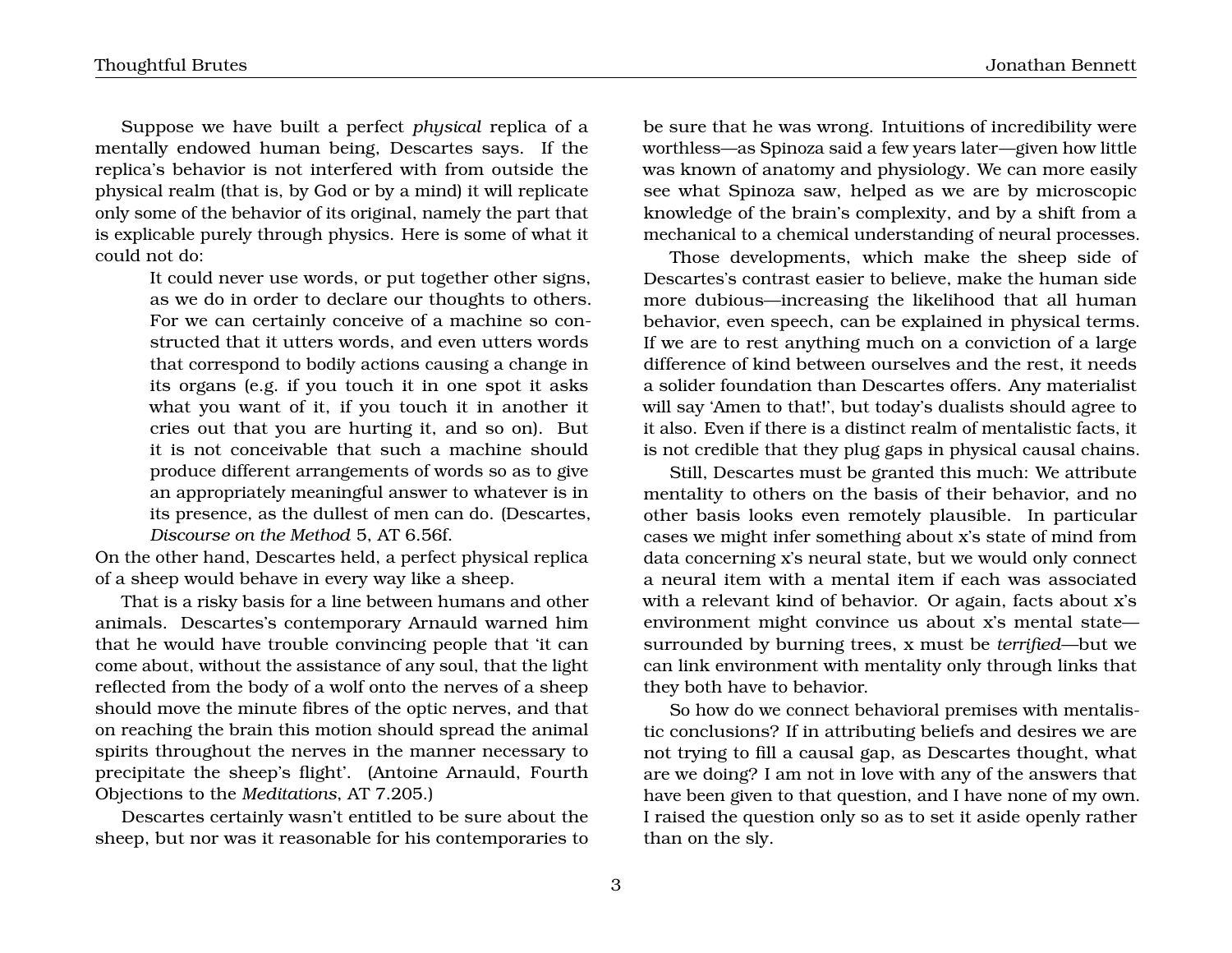Suppose we have built a perfect *physical* replica of a mentally endowed human being, Descartes says. If the replica's behavior is not interfered with from outside the physical realm (that is, by God or by a mind) it will replicate only some of the behavior of its original, namely the part that is explicable purely through physics. Here is some of what it could not do:

> It could never use words, or put together other signs, as we do in order to declare our thoughts to others. For we can certainly conceive of a machine so constructed that it utters words, and even utters words that correspond to bodily actions causing a change in its organs (e.g. if you touch it in one spot it asks what you want of it, if you touch it in another it cries out that you are hurting it, and so on). But it is not conceivable that such a machine should produce different arrangements of words so as to give an appropriately meaningful answer to whatever is in its presence, as the dullest of men can do. (Descartes, *Discourse on the Method* 5, AT 6.56f.

On the other hand, Descartes held, a perfect physical replica of a sheep would behave in every way like a sheep.

That is a risky basis for a line between humans and other animals. Descartes's contemporary Arnauld warned him that he would have trouble convincing people that 'it can come about, without the assistance of any soul, that the light reflected from the body of a wolf onto the nerves of a sheep should move the minute fibres of the optic nerves, and that on reaching the brain this motion should spread the animal spirits throughout the nerves in the manner necessary to precipitate the sheep's flight'. (Antoine Arnauld, Fourth Objections to the *Meditations*, AT 7.205.)

Descartes certainly wasn't entitled to be sure about the sheep, but nor was it reasonable for his contemporaries to be sure that he was wrong. Intuitions of incredibility were worthless—as Spinoza said a few years later—given how little was known of anatomy and physiology. We can more easily see what Spinoza saw, helped as we are by microscopic knowledge of the brain's complexity, and by a shift from a mechanical to a chemical understanding of neural processes.

Those developments, which make the sheep side of Descartes's contrast easier to believe, make the human side more dubious—increasing the likelihood that all human behavior, even speech, can be explained in physical terms. If we are to rest anything much on a conviction of a large difference of kind between ourselves and the rest, it needs a solider foundation than Descartes offers. Any materialist will say 'Amen to that!', but today's dualists should agree to it also. Even if there is a distinct realm of mentalistic facts, it is not credible that they plug gaps in physical causal chains.

Still, Descartes must be granted this much: We attribute mentality to others on the basis of their behavior, and no other basis looks even remotely plausible. In particular cases we might infer something about x's state of mind from data concerning x's neural state, but we would only connect a neural item with a mental item if each was associated with a relevant kind of behavior. Or again, facts about x's environment might convince us about x's mental state—surrounded by burning trees, x must be *terrified*—but we can link environment with mentality only through links that they both have to behavior.

So how do we connect behavioral premises with mentalistic conclusions? If in attributing beliefs and desires we are not trying to fill a causal gap, as Descartes thought, what are we doing? I am not in love with any of the answers that have been given to that question, and I have none of my own. I raised the question only so as to set it aside openly rather than on the sly.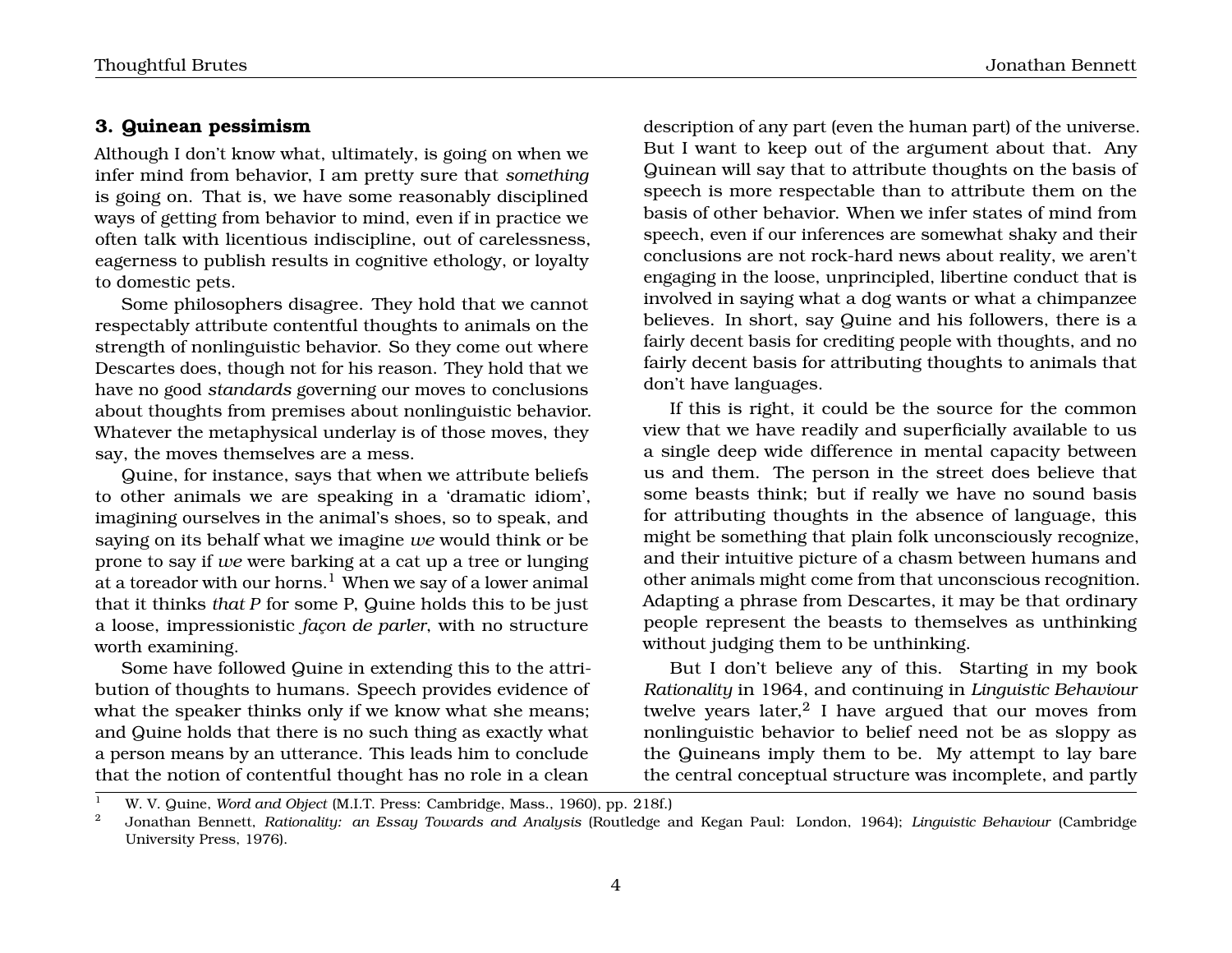## 3. Quinean pessimism

Although I don't know what, ultimately, is going on when we infer mind from behavior, I am pretty sure that *something* is going on. That is, we have some reasonably disciplined ways of getting from behavior to mind, even if in practice we often talk with licentious indiscipline, out of carelessness, eagerness to publish results in cognitive ethology, or loyalty to domestic pets.

Some philosophers disagree. They hold that we cannot respectably attribute contentful thoughts to animals on the strength of nonlinguistic behavior. So they come out where Descartes does, though not for his reason. They hold that we have no good *standards* governing our moves to conclusions about thoughts from premises about nonlinguistic behavior. Whatever the metaphysical underlay is of those moves, they say, the moves themselves are a mess.

Quine, for instance, says that when we attribute beliefs to other animals we are speaking in a 'dramatic idiom', imagining ourselves in the animal's shoes, so to speak, and saying on its behalf what we imagine *we* would think or be prone to say if *we* were barking at a cat up a tree or lunging at a toreador with our horns.[1] When we say of a lower animal that it thinks *that P* for some P, Quine holds this to be just a loose, impressionistic *façon de parler*, with no structure worth examining.

Some have followed Quine in extending this to the attribution of thoughts to humans. Speech provides evidence of what the speaker thinks only if we know what she means; and Quine holds that there is no such thing as exactly what a person means by an utterance. This leads him to conclude that the notion of contentful thought has no role in a clean description of any part (even the human part) of the universe. But I want to keep out of the argument about that. Any Quinean will say that to attribute thoughts on the basis of speech is more respectable than to attribute them on the basis of other behavior. When we infer states of mind from speech, even if our inferences are somewhat shaky and their conclusions are not rock-hard news about reality, we aren't engaging in the loose, unprincipled, libertine conduct that is involved in saying what a dog wants or what a chimpanzee believes. In short, say Quine and his followers, there is a fairly decent basis for crediting people with thoughts, and no fairly decent basis for attributing thoughts to animals that don't have languages.

If this is right, it could be the source for the common view that we have readily and superficially available to us a single deep wide difference in mental capacity between us and them. The person in the street does believe that some beasts think; but if really we have no sound basis for attributing thoughts in the absence of language, this might be something that plain folk unconsciously recognize, and their intuitive picture of a chasm between humans and other animals might come from that unconscious recognition. Adapting a phrase from Descartes, it may be that ordinary people represent the beasts to themselves as unthinking without judging them to be unthinking.

But I don't believe any of this. Starting in my book *Rationality* in 1964, and continuing in *Linguistic Behaviour* twelve years later,[2] I have argued that our moves from nonlinguistic behavior to belief need not be as sloppy as the Quineans imply them to be. My attempt to lay bare the central conceptual structure was incomplete, and partly

---

[1] W. V. Quine, *Word and Object* (M.I.T. Press: Cambridge, Mass., 1960), pp. 218f.)

[2] Jonathan Bennett, *Rationality: an Essay Towards and Analysis* (Routledge and Kegan Paul: London, 1964); *Linguistic Behaviour* (Cambridge University Press, 1976).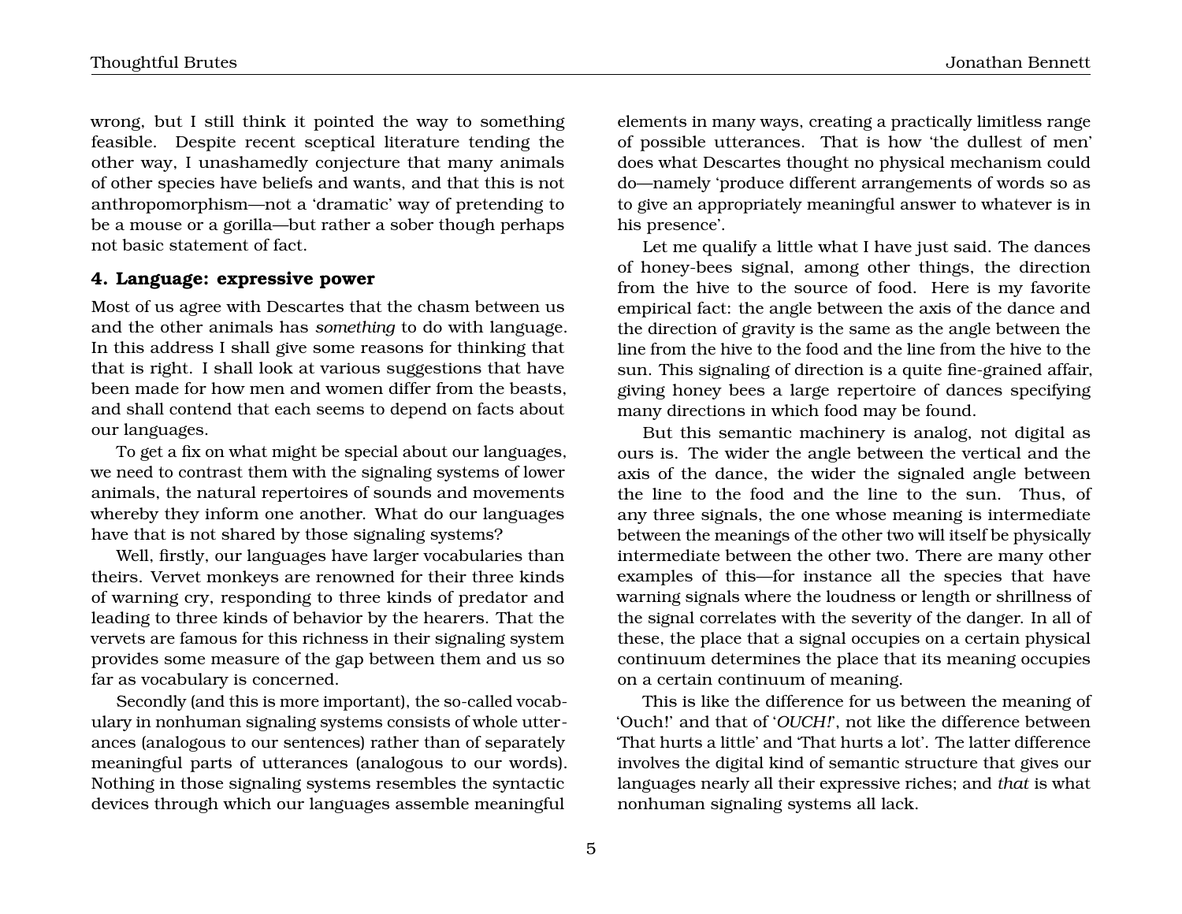wrong, but I still think it pointed the way to something feasible. Despite recent sceptical literature tending the other way, I unashamedly conjecture that many animals of other species have beliefs and wants, and that this is not anthropomorphism—not a 'dramatic' way of pretending to be a mouse or a gorilla—but rather a sober though perhaps not basic statement of fact.

### 4. Language: expressive power

Most of us agree with Descartes that the chasm between us and the other animals has *something* to do with language. In this address I shall give some reasons for thinking that that is right. I shall look at various suggestions that have been made for how men and women differ from the beasts, and shall contend that each seems to depend on facts about our languages.

To get a fix on what might be special about our languages, we need to contrast them with the signaling systems of lower animals, the natural repertoires of sounds and movements whereby they inform one another. What do our languages have that is not shared by those signaling systems?

Well, firstly, our languages have larger vocabularies than theirs. Vervet monkeys are renowned for their three kinds of warning cry, responding to three kinds of predator and leading to three kinds of behavior by the hearers. That the vervets are famous for this richness in their signaling system provides some measure of the gap between them and us so far as vocabulary is concerned.

Secondly (and this is more important), the so-called vocabulary in nonhuman signaling systems consists of whole utterances (analogous to our sentences) rather than of separately meaningful parts of utterances (analogous to our words). Nothing in those signaling systems resembles the syntactic devices through which our languages assemble meaningful elements in many ways, creating a practically limitless range of possible utterances. That is how 'the dullest of men' does what Descartes thought no physical mechanism could do—namely 'produce different arrangements of words so as to give an appropriately meaningful answer to whatever is in his presence'.

Let me qualify a little what I have just said. The dances of honey-bees signal, among other things, the direction from the hive to the source of food. Here is my favorite empirical fact: the angle between the axis of the dance and the direction of gravity is the same as the angle between the line from the hive to the food and the line from the hive to the sun. This signaling of direction is a quite fine-grained affair, giving honey bees a large repertoire of dances specifying many directions in which food may be found.

But this semantic machinery is analog, not digital as ours is. The wider the angle between the vertical and the axis of the dance, the wider the signaled angle between the line to the food and the line to the sun. Thus, of any three signals, the one whose meaning is intermediate between the meanings of the other two will itself be physically intermediate between the other two. There are many other examples of this—for instance all the species that have warning signals where the loudness or length or shrillness of the signal correlates with the severity of the danger. In all of these, the place that a signal occupies on a certain physical continuum determines the place that its meaning occupies on a certain continuum of meaning.

This is like the difference for us between the meaning of 'Ouch!' and that of '*OUCH!*', not like the difference between 'That hurts a little' and 'That hurts a lot'. The latter difference involves the digital kind of semantic structure that gives our languages nearly all their expressive riches; and *that* is what nonhuman signaling systems all lack.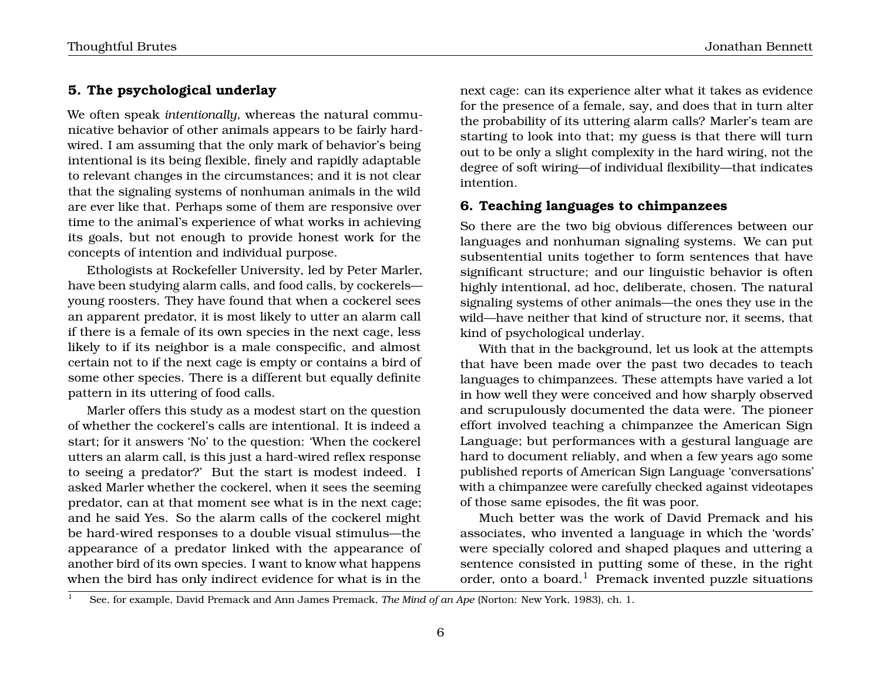## 5. The psychological underlay

We often speak *intentionally*, whereas the natural communicative behavior of other animals appears to be fairly hard-wired. I am assuming that the only mark of behavior's being intentional is its being flexible, finely and rapidly adaptable to relevant changes in the circumstances; and it is not clear that the signaling systems of nonhuman animals in the wild are ever like that. Perhaps some of them are responsive over time to the animal's experience of what works in achieving its goals, but not enough to provide honest work for the concepts of intention and individual purpose.

Ethologists at Rockefeller University, led by Peter Marler, have been studying alarm calls, and food calls, by cockerels—young roosters. They have found that when a cockerel sees an apparent predator, it is most likely to utter an alarm call if there is a female of its own species in the next cage, less likely to if its neighbor is a male conspecific, and almost certain not to if the next cage is empty or contains a bird of some other species. There is a different but equally definite pattern in its uttering of food calls.

Marler offers this study as a modest start on the question of whether the cockerel's calls are intentional. It is indeed a start; for it answers 'No' to the question: 'When the cockerel utters an alarm call, is this just a hard-wired reflex response to seeing a predator?' But the start is modest indeed. I asked Marler whether the cockerel, when it sees the seeming predator, can at that moment see what is in the next cage; and he said Yes. So the alarm calls of the cockerel might be hard-wired responses to a double visual stimulus—the appearance of a predator linked with the appearance of another bird of its own species. I want to know what happens when the bird has only indirect evidence for what is in the next cage: can its experience alter what it takes as evidence for the presence of a female, say, and does that in turn alter the probability of its uttering alarm calls? Marler's team are starting to look into that; my guess is that there will turn out to be only a slight complexity in the hard wiring, not the degree of soft wiring—of individual flexibility—that indicates intention.

## 6. Teaching languages to chimpanzees

So there are the two big obvious differences between our languages and nonhuman signaling systems. We can put subsentential units together to form sentences that have significant structure; and our linguistic behavior is often highly intentional, ad hoc, deliberate, chosen. The natural signaling systems of other animals—the ones they use in the wild—have neither that kind of structure nor, it seems, that kind of psychological underlay.

With that in the background, let us look at the attempts that have been made over the past two decades to teach languages to chimpanzees. These attempts have varied a lot in how well they were conceived and how sharply observed and scrupulously documented the data were. The pioneer effort involved teaching a chimpanzee the American Sign Language; but performances with a gestural language are hard to document reliably, and when a few years ago some published reports of American Sign Language 'conversations' with a chimpanzee were carefully checked against videotapes of those same episodes, the fit was poor.

Much better was the work of David Premack and his associates, who invented a language in which the 'words' were specially colored and shaped plaques and uttering a sentence consisted in putting some of these, in the right order, onto a board.[1] Premack invented puzzle situations

[1] See, for example, David Premack and Ann James Premack, *The Mind of an Ape* (Norton: New York, 1983), ch. 1.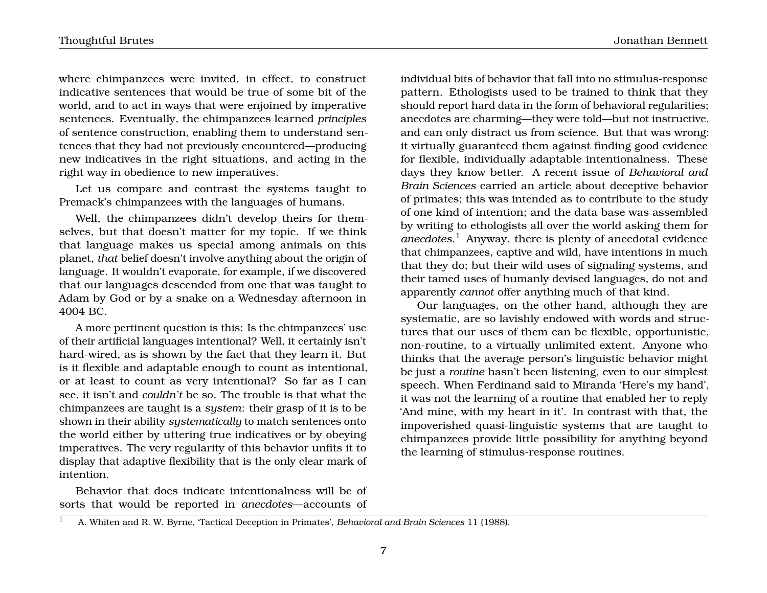where chimpanzees were invited, in effect, to construct indicative sentences that would be true of some bit of the world, and to act in ways that were enjoined by imperative sentences. Eventually, the chimpanzees learned *principles* of sentence construction, enabling them to understand sentences that they had not previously encountered—producing new indicatives in the right situations, and acting in the right way in obedience to new imperatives.

Let us compare and contrast the systems taught to Premack's chimpanzees with the languages of humans.

Well, the chimpanzees didn't develop theirs for themselves, but that doesn't matter for my topic. If we think that language makes us special among animals on this planet, *that* belief doesn't involve anything about the origin of language. It wouldn't evaporate, for example, if we discovered that our languages descended from one that was taught to Adam by God or by a snake on a Wednesday afternoon in 4004 BC.

A more pertinent question is this: Is the chimpanzees' use of their artificial languages intentional? Well, it certainly isn't hard-wired, as is shown by the fact that they learn it. But is it flexible and adaptable enough to count as intentional, or at least to count as very intentional? So far as I can see, it isn't and *couldn't* be so. The trouble is that what the chimpanzees are taught is a *system*: their grasp of it is to be shown in their ability *systematically* to match sentences onto the world either by uttering true indicatives or by obeying imperatives. The very regularity of this behavior unfits it to display that adaptive flexibility that is the only clear mark of intention.

Behavior that does indicate intentionalness will be of sorts that would be reported in *anecdotes*—accounts of individual bits of behavior that fall into no stimulus-response pattern. Ethologists used to be trained to think that they should report hard data in the form of behavioral regularities; anecdotes are charming—they were told—but not instructive, and can only distract us from science. But that was wrong: it virtually guaranteed them against finding good evidence for flexible, individually adaptable intentionalness. These days they know better. A recent issue of *Behavioral and Brain Sciences* carried an article about deceptive behavior of primates; this was intended as to contribute to the study of one kind of intention; and the data base was assembled by writing to ethologists all over the world asking them for *anecdotes*.[1] Anyway, there is plenty of anecdotal evidence that chimpanzees, captive and wild, have intentions in much that they do; but their wild uses of signaling systems, and their tamed uses of humanly devised languages, do not and apparently *cannot* offer anything much of that kind.

Our languages, on the other hand, although they are systematic, are so lavishly endowed with words and structures that our uses of them can be flexible, opportunistic, non-routine, to a virtually unlimited extent. Anyone who thinks that the average person's linguistic behavior might be just a *routine* hasn't been listening, even to our simplest speech. When Ferdinand said to Miranda 'Here's my hand', it was not the learning of a routine that enabled her to reply 'And mine, with my heart in it'. In contrast with that, the impoverished quasi-linguistic systems that are taught to chimpanzees provide little possibility for anything beyond the learning of stimulus-response routines.

[1] A. Whiten and R. W. Byrne, 'Tactical Deception in Primates', *Behavioral and Brain Sciences* 11 (1988).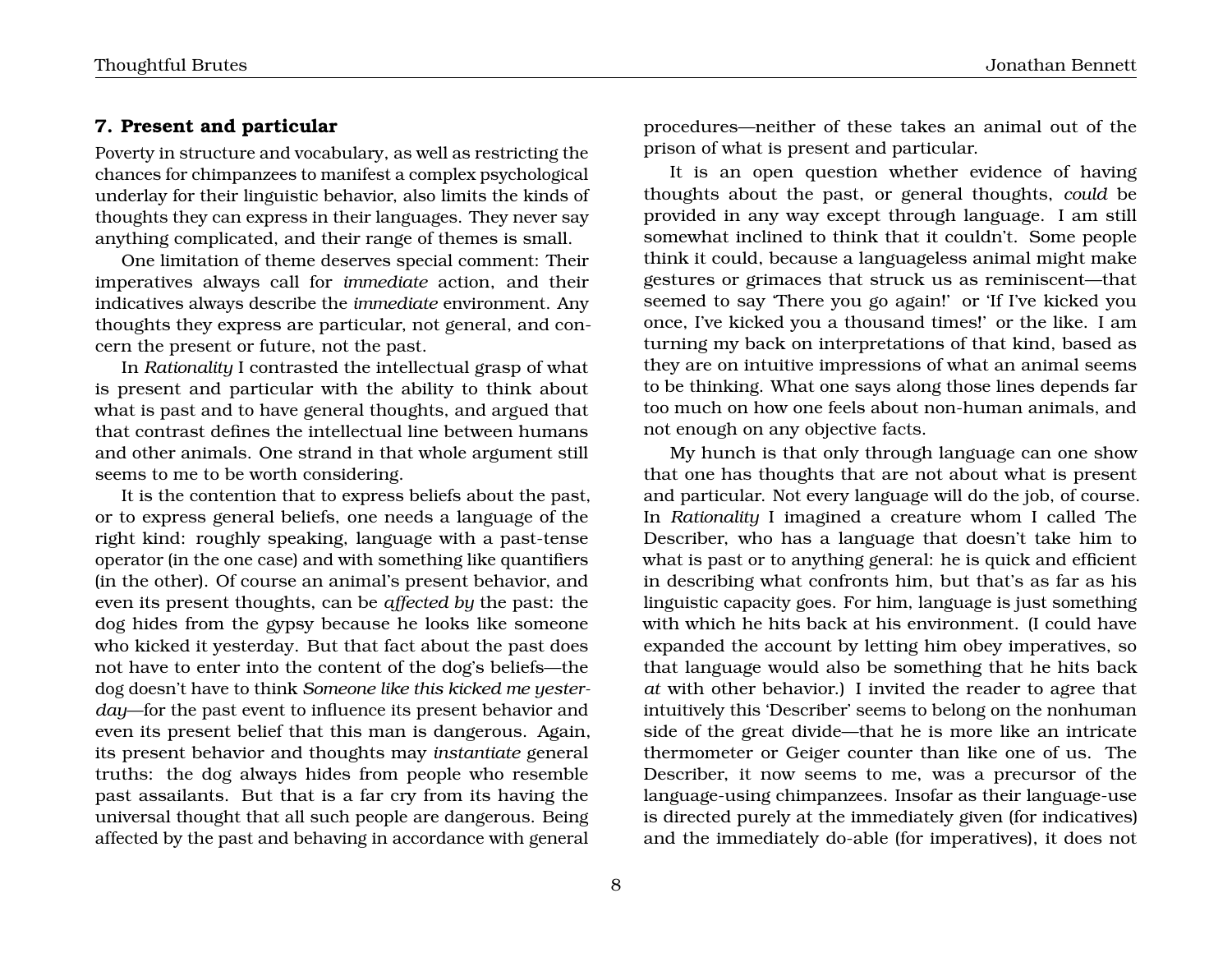### 7. Present and particular

Poverty in structure and vocabulary, as well as restricting the chances for chimpanzees to manifest a complex psychological underlay for their linguistic behavior, also limits the kinds of thoughts they can express in their languages. They never say anything complicated, and their range of themes is small.

One limitation of theme deserves special comment: Their imperatives always call for *immediate* action, and their indicatives always describe the *immediate* environment. Any thoughts they express are particular, not general, and concern the present or future, not the past.

In *Rationality* I contrasted the intellectual grasp of what is present and particular with the ability to think about what is past and to have general thoughts, and argued that that contrast defines the intellectual line between humans and other animals. One strand in that whole argument still seems to me to be worth considering.

It is the contention that to express beliefs about the past, or to express general beliefs, one needs a language of the right kind: roughly speaking, language with a past-tense operator (in the one case) and with something like quantifiers (in the other). Of course an animal's present behavior, and even its present thoughts, can be *affected by* the past: the dog hides from the gypsy because he looks like someone who kicked it yesterday. But that fact about the past does not have to enter into the content of the dog's beliefs—the dog doesn't have to think *Someone like this kicked me yesterday*—for the past event to influence its present behavior and even its present belief that this man is dangerous. Again, its present behavior and thoughts may *instantiate* general truths: the dog always hides from people who resemble past assailants. But that is a far cry from its having the universal thought that all such people are dangerous. Being affected by the past and behaving in accordance with general procedures—neither of these takes an animal out of the prison of what is present and particular.

It is an open question whether evidence of having thoughts about the past, or general thoughts, *could* be provided in any way except through language. I am still somewhat inclined to think that it couldn't. Some people think it could, because a languageless animal might make gestures or grimaces that struck us as reminiscent—that seemed to say 'There you go again!' or 'If I've kicked you once, I've kicked you a thousand times!' or the like. I am turning my back on interpretations of that kind, based as they are on intuitive impressions of what an animal seems to be thinking. What one says along those lines depends far too much on how one feels about non-human animals, and not enough on any objective facts.

My hunch is that only through language can one show that one has thoughts that are not about what is present and particular. Not every language will do the job, of course. In *Rationality* I imagined a creature whom I called The Describer, who has a language that doesn't take him to what is past or to anything general: he is quick and efficient in describing what confronts him, but that's as far as his linguistic capacity goes. For him, language is just something with which he hits back at his environment. (I could have expanded the account by letting him obey imperatives, so that language would also be something that he hits back *at* with other behavior.) I invited the reader to agree that intuitively this 'Describer' seems to belong on the nonhuman side of the great divide—that he is more like an intricate thermometer or Geiger counter than like one of us. The Describer, it now seems to me, was a precursor of the language-using chimpanzees. Insofar as their language-use is directed purely at the immediately given (for indicatives) and the immediately do-able (for imperatives), it does not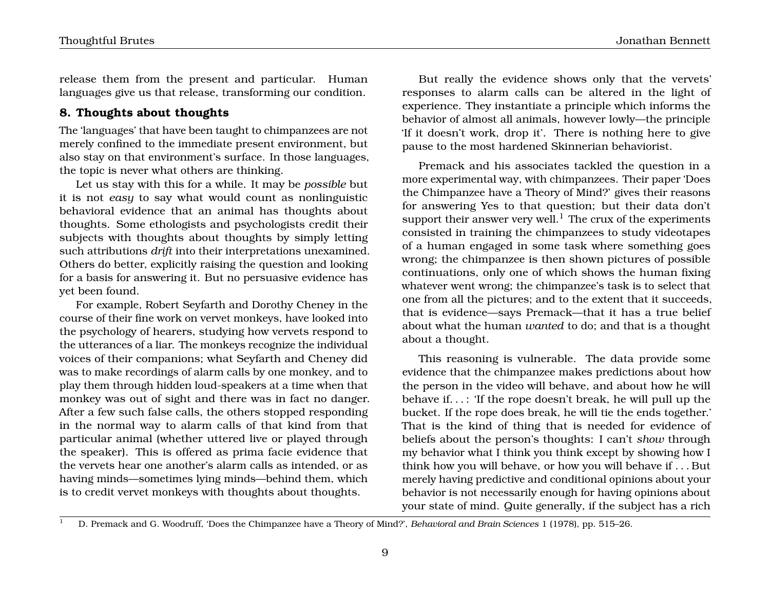release them from the present and particular. Human languages give us that release, transforming our condition.

## 8. Thoughts about thoughts

The 'languages' that have been taught to chimpanzees are not merely confined to the immediate present environment, but also stay on that environment's surface. In those languages, the topic is never what others are thinking.

Let us stay with this for a while. It may be *possible* but it is not *easy* to say what would count as nonlinguistic behavioral evidence that an animal has thoughts about thoughts. Some ethologists and psychologists credit their subjects with thoughts about thoughts by simply letting such attributions *drift* into their interpretations unexamined. Others do better, explicitly raising the question and looking for a basis for answering it. But no persuasive evidence has yet been found.

For example, Robert Seyfarth and Dorothy Cheney in the course of their fine work on vervet monkeys, have looked into the psychology of hearers, studying how vervets respond to the utterances of a liar. The monkeys recognize the individual voices of their companions; what Seyfarth and Cheney did was to make recordings of alarm calls by one monkey, and to play them through hidden loud-speakers at a time when that monkey was out of sight and there was in fact no danger. After a few such false calls, the others stopped responding in the normal way to alarm calls of that kind from that particular animal (whether uttered live or played through the speaker). This is offered as prima facie evidence that the vervets hear one another's alarm calls as intended, or as having minds—sometimes lying minds—behind them, which is to credit vervet monkeys with thoughts about thoughts.

But really the evidence shows only that the vervets' responses to alarm calls can be altered in the light of experience. They instantiate a principle which informs the behavior of almost all animals, however lowly—the principle 'If it doesn't work, drop it'. There is nothing here to give pause to the most hardened Skinnerian behaviorist.

Premack and his associates tackled the question in a more experimental way, with chimpanzees. Their paper 'Does the Chimpanzee have a Theory of Mind?' gives their reasons for answering Yes to that question; but their data don't support their answer very well.[1] The crux of the experiments consisted in training the chimpanzees to study videotapes of a human engaged in some task where something goes wrong; the chimpanzee is then shown pictures of possible continuations, only one of which shows the human fixing whatever went wrong; the chimpanzee's task is to select that one from all the pictures; and to the extent that it succeeds, that is evidence—says Premack—that it has a true belief about what the human *wanted* to do; and that is a thought about a thought.

This reasoning is vulnerable. The data provide some evidence that the chimpanzee makes predictions about how the person in the video will behave, and about how he will behave if. . . : 'If the rope doesn't break, he will pull up the bucket. If the rope does break, he will tie the ends together.' That is the kind of thing that is needed for evidence of beliefs about the person's thoughts: I can't *show* through my behavior what I think you think except by showing how I think how you will behave, or how you will behave if . . . But merely having predictive and conditional opinions about your behavior is not necessarily enough for having opinions about your state of mind. Quite generally, if the subject has a rich

[1] D. Premack and G. Woodruff, 'Does the Chimpanzee have a Theory of Mind?', *Behavioral and Brain Sciences* 1 (1978), pp. 515–26.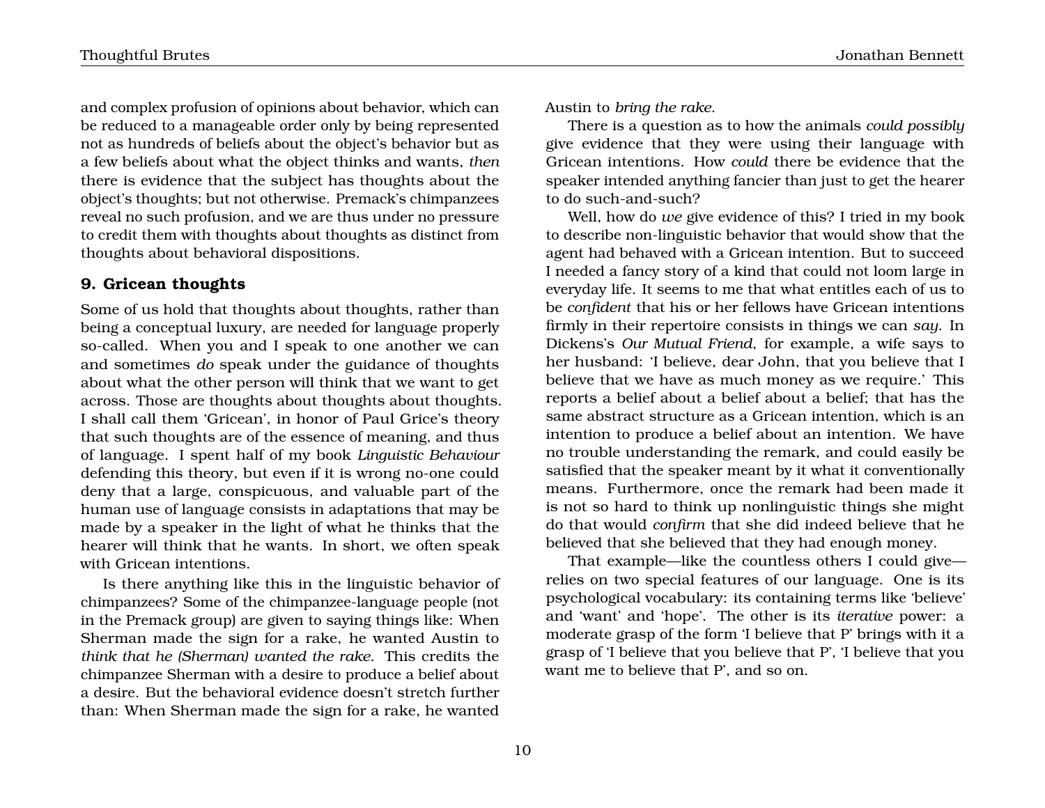and complex profusion of opinions about behavior, which can be reduced to a manageable order only by being represented not as hundreds of beliefs about the object's behavior but as a few beliefs about what the object thinks and wants, *then* there is evidence that the subject has thoughts about the object's thoughts; but not otherwise. Premack's chimpanzees reveal no such profusion, and we are thus under no pressure to credit them with thoughts about thoughts as distinct from thoughts about behavioral dispositions.

## 9. Gricean thoughts

Some of us hold that thoughts about thoughts, rather than being a conceptual luxury, are needed for language properly so-called. When you and I speak to one another we can and sometimes *do* speak under the guidance of thoughts about what the other person will think that we want to get across. Those are thoughts about thoughts about thoughts. I shall call them 'Gricean', in honor of Paul Grice's theory that such thoughts are of the essence of meaning, and thus of language. I spent half of my book *Linguistic Behaviour* defending this theory, but even if it is wrong no-one could deny that a large, conspicuous, and valuable part of the human use of language consists in adaptations that may be made by a speaker in the light of what he thinks that the hearer will think that he wants. In short, we often speak with Gricean intentions.

Is there anything like this in the linguistic behavior of chimpanzees? Some of the chimpanzee-language people (not in the Premack group) are given to saying things like: When Sherman made the sign for a rake, he wanted Austin to *think that he (Sherman) wanted the rake*. This credits the chimpanzee Sherman with a desire to produce a belief about a desire. But the behavioral evidence doesn't stretch further than: When Sherman made the sign for a rake, he wanted Austin to *bring the rake*.

There is a question as to how the animals *could possibly* give evidence that they were using their language with Gricean intentions. How *could* there be evidence that the speaker intended anything fancier than just to get the hearer to do such-and-such?

Well, how do *we* give evidence of this? I tried in my book to describe non-linguistic behavior that would show that the agent had behaved with a Gricean intention. But to succeed I needed a fancy story of a kind that could not loom large in everyday life. It seems to me that what entitles each of us to be *confident* that his or her fellows have Gricean intentions firmly in their repertoire consists in things we can *say*. In Dickens's *Our Mutual Friend*, for example, a wife says to her husband: 'I believe, dear John, that you believe that I believe that we have as much money as we require.' This reports a belief about a belief about a belief; that has the same abstract structure as a Gricean intention, which is an intention to produce a belief about an intention. We have no trouble understanding the remark, and could easily be satisfied that the speaker meant by it what it conventionally means. Furthermore, once the remark had been made it is not so hard to think up nonlinguistic things she might do that would *confirm* that she did indeed believe that he believed that she believed that they had enough money.

That example—like the countless others I could give—relies on two special features of our language. One is its psychological vocabulary: its containing terms like 'believe' and 'want' and 'hope'. The other is its *iterative* power: a moderate grasp of the form 'I believe that P' brings with it a grasp of 'I believe that you believe that P', 'I believe that you want me to believe that P', and so on.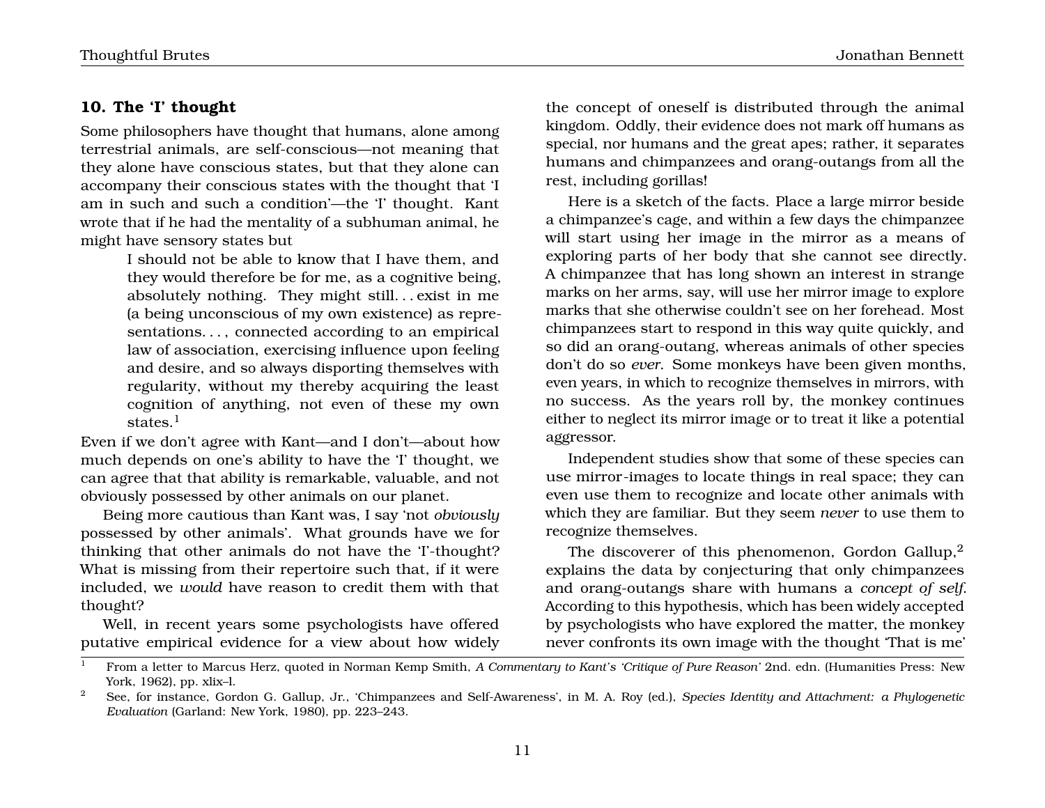## 10. The 'I' thought

Some philosophers have thought that humans, alone among terrestrial animals, are self-conscious—not meaning that they alone have conscious states, but that they alone can accompany their conscious states with the thought that 'I am in such and such a condition'—the 'I' thought. Kant wrote that if he had the mentality of a subhuman animal, he might have sensory states but

> I should not be able to know that I have them, and they would therefore be for me, as a cognitive being, absolutely nothing. They might still. . . exist in me (a being unconscious of my own existence) as representations. . . , connected according to an empirical law of association, exercising influence upon feeling and desire, and so always disporting themselves with regularity, without my thereby acquiring the least cognition of anything, not even of these my own states.[1]

Even if we don't agree with Kant—and I don't—about how much depends on one's ability to have the 'I' thought, we can agree that that ability is remarkable, valuable, and not obviously possessed by other animals on our planet.

Being more cautious than Kant was, I say 'not *obviously* possessed by other animals'. What grounds have we for thinking that other animals do not have the 'I'-thought? What is missing from their repertoire such that, if it were included, we *would* have reason to credit them with that thought?

Well, in recent years some psychologists have offered putative empirical evidence for a view about how widely the concept of oneself is distributed through the animal kingdom. Oddly, their evidence does not mark off humans as special, nor humans and the great apes; rather, it separates humans and chimpanzees and orang-outangs from all the rest, including gorillas!

Here is a sketch of the facts. Place a large mirror beside a chimpanzee's cage, and within a few days the chimpanzee will start using her image in the mirror as a means of exploring parts of her body that she cannot see directly. A chimpanzee that has long shown an interest in strange marks on her arms, say, will use her mirror image to explore marks that she otherwise couldn't see on her forehead. Most chimpanzees start to respond in this way quite quickly, and so did an orang-outang, whereas animals of other species don't do so *ever*. Some monkeys have been given months, even years, in which to recognize themselves in mirrors, with no success. As the years roll by, the monkey continues either to neglect its mirror image or to treat it like a potential aggressor.

Independent studies show that some of these species can use mirror-images to locate things in real space; they can even use them to recognize and locate other animals with which they are familiar. But they seem *never* to use them to recognize themselves.

The discoverer of this phenomenon, Gordon Gallup,[2] explains the data by conjecturing that only chimpanzees and orang-outangs share with humans a *concept of self*. According to this hypothesis, which has been widely accepted by psychologists who have explored the matter, the monkey never confronts its own image with the thought 'That is me'

---

[1] From a letter to Marcus Herz, quoted in Norman Kemp Smith, *A Commentary to Kant's 'Critique of Pure Reason'* 2nd. edn. (Humanities Press: New York, 1962), pp. xlix–l.

[2] See, for instance, Gordon G. Gallup, Jr., 'Chimpanzees and Self-Awareness', in M. A. Roy (ed.), *Species Identity and Attachment: a Phylogenetic Evaluation* (Garland: New York, 1980), pp. 223–243.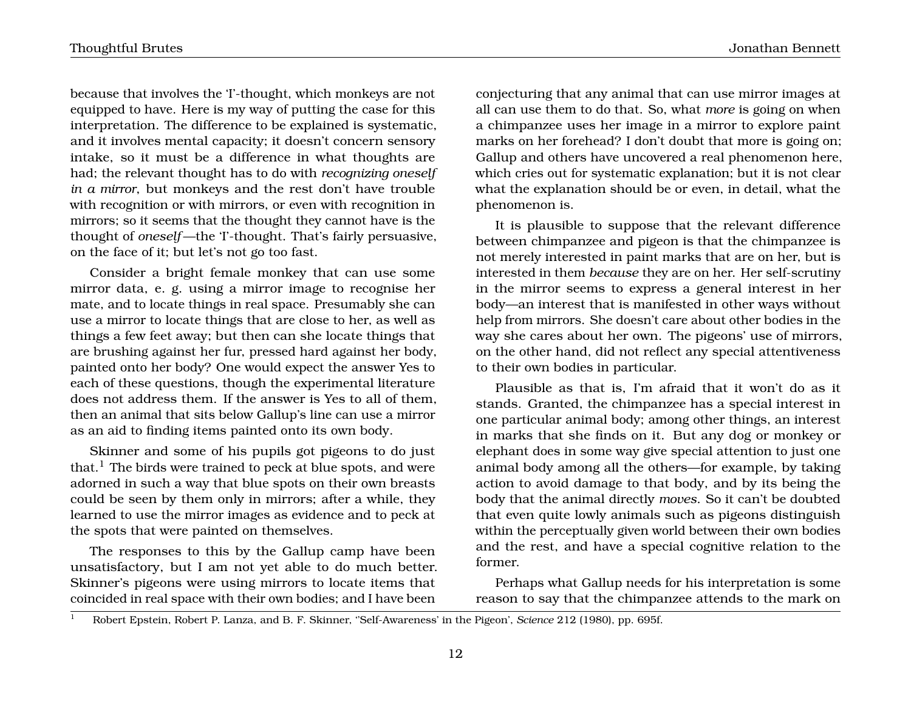because that involves the 'I'-thought, which monkeys are not equipped to have. Here is my way of putting the case for this interpretation. The difference to be explained is systematic, and it involves mental capacity; it doesn't concern sensory intake, so it must be a difference in what thoughts are had; the relevant thought has to do with *recognizing oneself in a mirror*, but monkeys and the rest don't have trouble with recognition or with mirrors, or even with recognition in mirrors; so it seems that the thought they cannot have is the thought of *oneself*—the 'I'-thought. That's fairly persuasive, on the face of it; but let's not go too fast.

Consider a bright female monkey that can use some mirror data, e. g. using a mirror image to recognise her mate, and to locate things in real space. Presumably she can use a mirror to locate things that are close to her, as well as things a few feet away; but then can she locate things that are brushing against her fur, pressed hard against her body, painted onto her body? One would expect the answer Yes to each of these questions, though the experimental literature does not address them. If the answer is Yes to all of them, then an animal that sits below Gallup's line can use a mirror as an aid to finding items painted onto its own body.

Skinner and some of his pupils got pigeons to do just that.[1] The birds were trained to peck at blue spots, and were adorned in such a way that blue spots on their own breasts could be seen by them only in mirrors; after a while, they learned to use the mirror images as evidence and to peck at the spots that were painted on themselves.

The responses to this by the Gallup camp have been unsatisfactory, but I am not yet able to do much better. Skinner's pigeons were using mirrors to locate items that coincided in real space with their own bodies; and I have been conjecturing that any animal that can use mirror images at all can use them to do that. So, what *more* is going on when a chimpanzee uses her image in a mirror to explore paint marks on her forehead? I don't doubt that more is going on; Gallup and others have uncovered a real phenomenon here, which cries out for systematic explanation; but it is not clear what the explanation should be or even, in detail, what the phenomenon is.

It is plausible to suppose that the relevant difference between chimpanzee and pigeon is that the chimpanzee is not merely interested in paint marks that are on her, but is interested in them *because* they are on her. Her self-scrutiny in the mirror seems to express a general interest in her body—an interest that is manifested in other ways without help from mirrors. She doesn't care about other bodies in the way she cares about her own. The pigeons' use of mirrors, on the other hand, did not reflect any special attentiveness to their own bodies in particular.

Plausible as that is, I'm afraid that it won't do as it stands. Granted, the chimpanzee has a special interest in one particular animal body; among other things, an interest in marks that she finds on it. But any dog or monkey or elephant does in some way give special attention to just one animal body among all the others—for example, by taking action to avoid damage to that body, and by its being the body that the animal directly *moves*. So it can't be doubted that even quite lowly animals such as pigeons distinguish within the perceptually given world between their own bodies and the rest, and have a special cognitive relation to the former.

Perhaps what Gallup needs for his interpretation is some reason to say that the chimpanzee attends to the mark on

[1] Robert Epstein, Robert P. Lanza, and B. F. Skinner, ''Self-Awareness' in the Pigeon', *Science* 212 (1980), pp. 695f.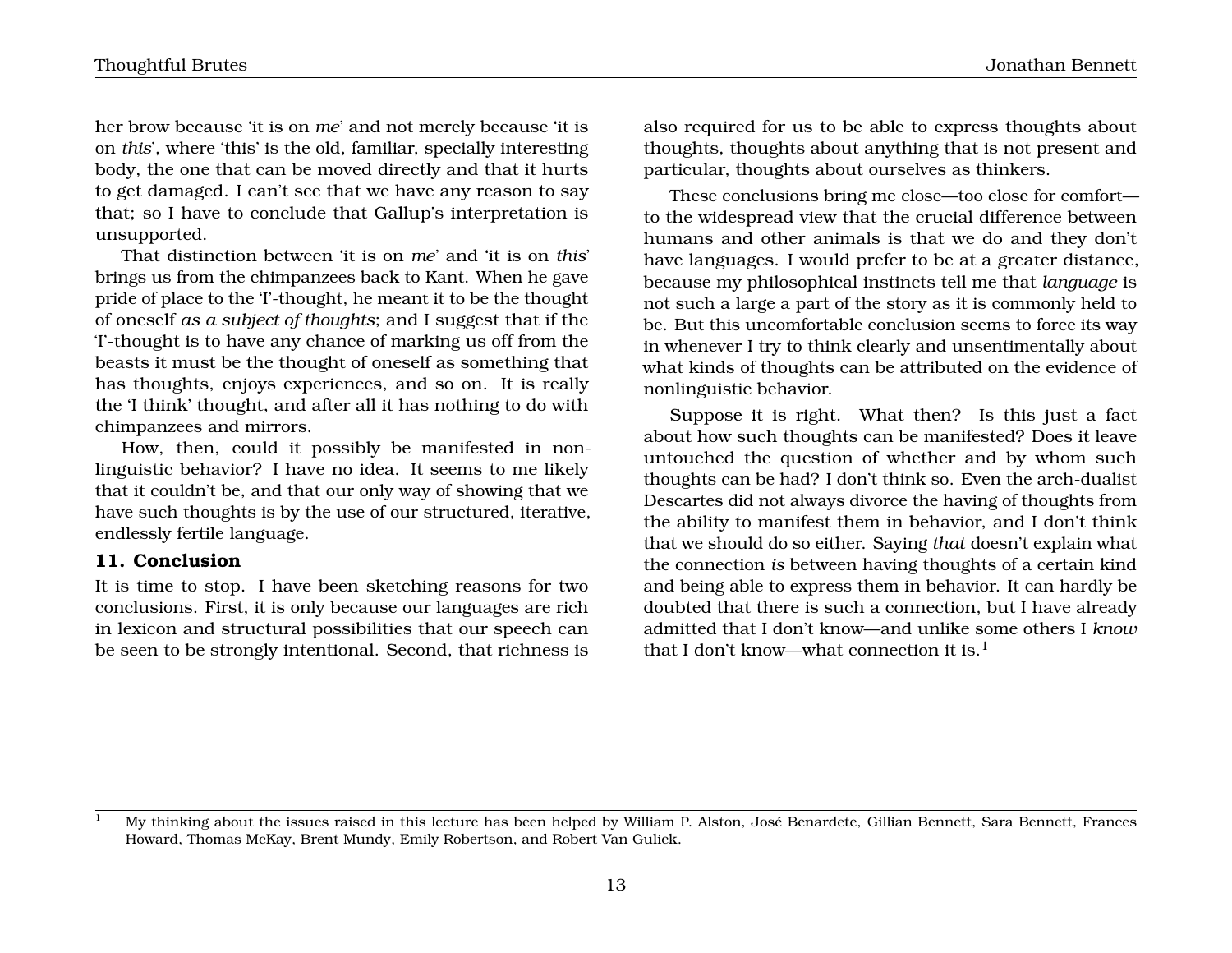her brow because 'it is on *me*' and not merely because 'it is on *this*', where 'this' is the old, familiar, specially interesting body, the one that can be moved directly and that it hurts to get damaged. I can't see that we have any reason to say that; so I have to conclude that Gallup's interpretation is unsupported.

That distinction between 'it is on *me*' and 'it is on *this*' brings us from the chimpanzees back to Kant. When he gave pride of place to the 'I'-thought, he meant it to be the thought of oneself *as a subject of thoughts*; and I suggest that if the 'I'-thought is to have any chance of marking us off from the beasts it must be the thought of oneself as something that has thoughts, enjoys experiences, and so on. It is really the 'I think' thought, and after all it has nothing to do with chimpanzees and mirrors.

How, then, could it possibly be manifested in non-linguistic behavior? I have no idea. It seems to me likely that it couldn't be, and that our only way of showing that we have such thoughts is by the use of our structured, iterative, endlessly fertile language.

### 11. Conclusion

It is time to stop. I have been sketching reasons for two conclusions. First, it is only because our languages are rich in lexicon and structural possibilities that our speech can be seen to be strongly intentional. Second, that richness is also required for us to be able to express thoughts about thoughts, thoughts about anything that is not present and particular, thoughts about ourselves as thinkers.

These conclusions bring me close—too close for comfort—to the widespread view that the crucial difference between humans and other animals is that we do and they don't have languages. I would prefer to be at a greater distance, because my philosophical instincts tell me that *language* is not such a large a part of the story as it is commonly held to be. But this uncomfortable conclusion seems to force its way in whenever I try to think clearly and unsentimentally about what kinds of thoughts can be attributed on the evidence of nonlinguistic behavior.

Suppose it is right. What then? Is this just a fact about how such thoughts can be manifested? Does it leave untouched the question of whether and by whom such thoughts can be had? I don't think so. Even the arch-dualist Descartes did not always divorce the having of thoughts from the ability to manifest them in behavior, and I don't think that we should do so either. Saying *that* doesn't explain what the connection *is* between having thoughts of a certain kind and being able to express them in behavior. It can hardly be doubted that there is such a connection, but I have already admitted that I don't know—and unlike some others I *know* that I don't know—what connection it is.[1]

[1] My thinking about the issues raised in this lecture has been helped by William P. Alston, José Benardete, Gillian Bennett, Sara Bennett, Frances Howard, Thomas McKay, Brent Mundy, Emily Robertson, and Robert Van Gulick.